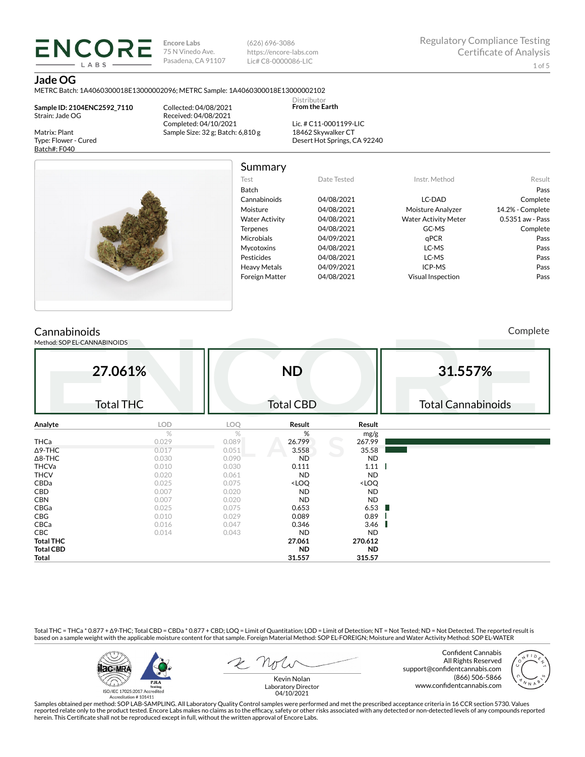**ENCORE LABS**

Encore Labs
75 N Vinedo Ave.
Pasadena, CA 91107

(626) 696-3086
https://encore-labs.com
Lic# C8-0000086-LIC

Regulatory Compliance Testing
Certificate of Analysis

# Jade OG

METRC Batch: 1A4060300018E13000002096; METRC Sample: 1A4060300018E13000002102

**Sample ID: 2104ENC2592_7110**
Strain: Jade OG

Matrix: Plant
Type: Flower - Cured
Batch#: F040

Collected: 04/08/2021
Received: 04/08/2021
Completed: 04/10/2021
Sample Size: 32 g; Batch: 6,810 g

Distributor
**From the Earth**

Lic. # C11-0001199-LIC
18462 Skywalker CT
Desert Hot Springs, CA 92240

## Summary

| Test | Date Tested | Instr. Method | Result |
|---|---|---|---|
| Batch | | | Pass |
| Cannabinoids | 04/08/2021 | LC-DAD | Complete |
| Moisture | 04/08/2021 | Moisture Analyzer | 14.2% - Complete |
| Water Activity | 04/08/2021 | Water Activity Meter | 0.5351 aw - Pass |
| Terpenes | 04/08/2021 | GC-MS | Complete |
| Microbials | 04/09/2021 | qPCR | Pass |
| Mycotoxins | 04/08/2021 | LC-MS | Pass |
| Pesticides | 04/08/2021 | LC-MS | Pass |
| Heavy Metals | 04/09/2021 | ICP-MS | Pass |
| Foreign Matter | 04/08/2021 | Visual Inspection | Pass |

## Cannabinoids

Complete

Method: SOP EL-CANNABINOIDS

| 27.061% | ND | 31.557% |
|---|---|---|
| Total THC | Total CBD | Total Cannabinoids |

| Analyte | LOD | LOQ | Result | Result |
|---|---|---|---|---|
| | % | % | % | mg/g |
| THCa | 0.029 | 0.089 | 26.799 | 267.99 |
| Δ9-THC | 0.017 | 0.051 | 3.558 | 35.58 |
| Δ8-THC | 0.030 | 0.090 | ND | ND |
| THCVa | 0.010 | 0.030 | 0.111 | 1.11 |
| THCV | 0.020 | 0.061 | ND | ND |
| CBDa | 0.025 | 0.075 | <LOQ | <LOQ |
| CBD | 0.007 | 0.020 | ND | ND |
| CBN | 0.007 | 0.020 | ND | ND |
| CBGa | 0.025 | 0.075 | 0.653 | 6.53 |
| CBG | 0.010 | 0.029 | 0.089 | 0.89 |
| CBCa | 0.016 | 0.047 | 0.346 | 3.46 |
| CBC | 0.014 | 0.043 | ND | ND |
| **Total THC** | | | **27.061** | **270.612** |
| **Total CBD** | | | **ND** | **ND** |
| **Total** | | | **31.557** | **315.57** |

Total THC = THCa * 0.877 + Δ9-THC; Total CBD = CBDa * 0.877 + CBD; LOQ = Limit of Quantitation; LOD = Limit of Detection; NT = Not Tested; ND = Not Detected. The reported result is based on a sample weight with the applicable moisture content for that sample. Foreign Material Method: SOP EL-FOREIGN; Moisture and Water Activity Method: SOP EL-WATER

ISO/IEC 17025:2017 Accredited
Accreditation # 101411

Kevin Nolan
Laboratory Director
04/10/2021

Confident Cannabis
All Rights Reserved
support@confidentcannabis.com
(866) 506-5866
www.confidentcannabis.com

Samples obtained per method: SOP LAB-SAMPLING. All Laboratory Quality Control samples were performed and met the prescribed acceptance criteria in 16 CCR section 5730. Values reported relate only to the product tested. Encore Labs makes no claims as to the efficacy, safety or other risks associated with any detected or non-detected levels of any compounds reported herein. This Certificate shall not be reproduced except in full, without the written approval of Encore Labs.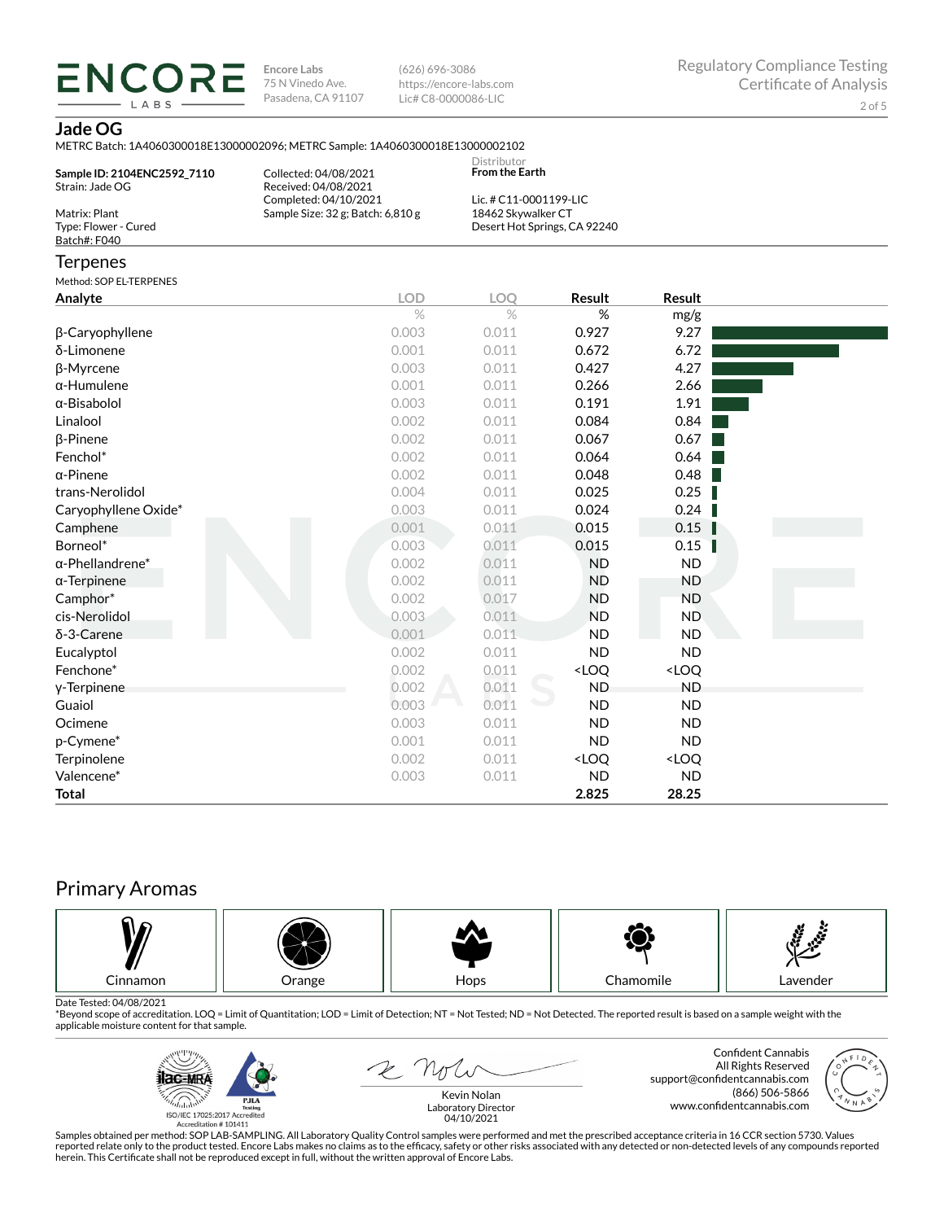**ENCORE LABS**

Encore Labs
75 N Vinedo Ave.
Pasadena, CA 91107

(626) 696-3086
https://encore-labs.com
Lic# C8-0000086-LIC

Regulatory Compliance Testing
Certificate of Analysis

## Jade OG

METRC Batch: 1A4060300018E13000002096; METRC Sample: 1A4060300018E13000002102

**Sample ID: 2104ENC2592_7110**
Strain: Jade OG

Matrix: Plant
Type: Flower - Cured
Batch#: F040

Collected: 04/08/2021
Received: 04/08/2021
Completed: 04/10/2021
Sample Size: 32 g; Batch: 6,810 g

Distributor
**From the Earth**

Lic. # C11-0001199-LIC
18462 Skywalker CT
Desert Hot Springs, CA 92240

## Terpenes

Method: SOP EL-TERPENES

| Analyte | LOD | LOQ | Result | Result |
|---|---|---|---|---|
| | % | % | % | mg/g |
| β-Caryophyllene | 0.003 | 0.011 | 0.927 | 9.27 |
| δ-Limonene | 0.001 | 0.011 | 0.672 | 6.72 |
| β-Myrcene | 0.003 | 0.011 | 0.427 | 4.27 |
| α-Humulene | 0.001 | 0.011 | 0.266 | 2.66 |
| α-Bisabolol | 0.003 | 0.011 | 0.191 | 1.91 |
| Linalool | 0.002 | 0.011 | 0.084 | 0.84 |
| β-Pinene | 0.002 | 0.011 | 0.067 | 0.67 |
| Fenchol* | 0.002 | 0.011 | 0.064 | 0.64 |
| α-Pinene | 0.002 | 0.011 | 0.048 | 0.48 |
| trans-Nerolidol | 0.004 | 0.011 | 0.025 | 0.25 |
| Caryophyllene Oxide* | 0.003 | 0.011 | 0.024 | 0.24 |
| Camphene | 0.001 | 0.011 | 0.015 | 0.15 |
| Borneol* | 0.003 | 0.011 | 0.015 | 0.15 |
| α-Phellandrene* | 0.002 | 0.011 | ND | ND |
| α-Terpinene | 0.002 | 0.011 | ND | ND |
| Camphor* | 0.002 | 0.017 | ND | ND |
| cis-Nerolidol | 0.003 | 0.011 | ND | ND |
| δ-3-Carene | 0.001 | 0.011 | ND | ND |
| Eucalyptol | 0.002 | 0.011 | ND | ND |
| Fenchone* | 0.002 | 0.011 | <LOQ | <LOQ |
| γ-Terpinene | 0.002 | 0.011 | ND | ND |
| Guaiol | 0.003 | 0.011 | ND | ND |
| Ocimene | 0.003 | 0.011 | ND | ND |
| p-Cymene* | 0.001 | 0.011 | ND | ND |
| Terpinolene | 0.002 | 0.011 | <LOQ | <LOQ |
| Valencene* | 0.003 | 0.011 | ND | ND |
| **Total** | | | **2.825** | **28.25** |

## Primary Aromas

Cinnamon | Orange | Hops | Chamomile | Lavender

Date Tested: 04/08/2021
*Beyond scope of accreditation. LOQ = Limit of Quantitation; LOD = Limit of Detection; NT = Not Tested; ND = Not Detected. The reported result is based on a sample weight with the applicable moisture content for that sample.

ISO/IEC 17025:2017 Accredited
Accreditation # 101411

Kevin Nolan
Laboratory Director
04/10/2021

Confident Cannabis
All Rights Reserved
support@confidentcannabis.com
(866) 506-5866
www.confidentcannabis.com

Samples obtained per method: SOP LAB-SAMPLING. All Laboratory Quality Control samples were performed and met the prescribed acceptance criteria in 16 CCR section 5730. Values reported relate only to the product tested. Encore Labs makes no claims as to the efficacy, safety or other risks associated with any detected or non-detected levels of any compounds reported herein. This Certificate shall not be reproduced except in full, without the written approval of Encore Labs.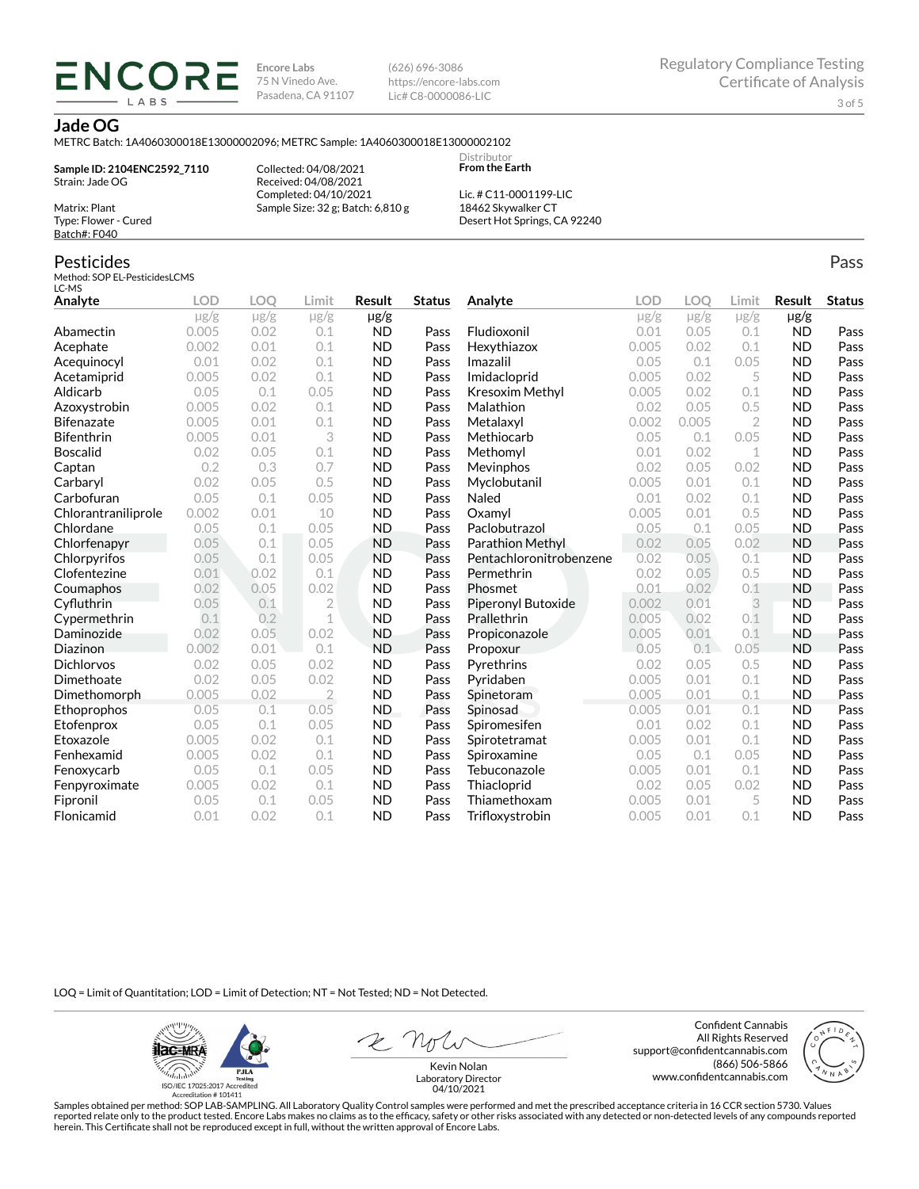**ENCORE LABS**

Encore Labs
75 N Vinedo Ave.
Pasadena, CA 91107

(626) 696-3086
https://encore-labs.com
Lic# C8-0000086-LIC

Regulatory Compliance Testing
Certificate of Analysis

## Jade OG

METRC Batch: 1A4060300018E13000002096; METRC Sample: 1A4060300018E13000002102

**Sample ID: 2104ENC2592_7110**
Strain: Jade OG

Matrix: Plant
Type: Flower - Cured
Batch#: F040

Collected: 04/08/2021
Received: 04/08/2021
Completed: 04/10/2021
Sample Size: 32 g; Batch: 6,810 g

Distributor
**From the Earth**

Lic. # C11-0001199-LIC
18462 Skywalker CT
Desert Hot Springs, CA 92240

## Pesticides

Pass

Method: SOP EL-PesticidesLCMS
LC-MS

| Analyte | LOD | LOQ | Limit | Result | Status |
|---|---|---|---|---|---|
| | μg/g | μg/g | μg/g | μg/g | |
| Abamectin | 0.005 | 0.02 | 0.1 | ND | Pass |
| Acephate | 0.002 | 0.01 | 0.1 | ND | Pass |
| Acequinocyl | 0.01 | 0.02 | 0.1 | ND | Pass |
| Acetamiprid | 0.005 | 0.02 | 0.1 | ND | Pass |
| Aldicarb | 0.05 | 0.1 | 0.05 | ND | Pass |
| Azoxystrobin | 0.005 | 0.02 | 0.1 | ND | Pass |
| Bifenazate | 0.005 | 0.01 | 0.1 | ND | Pass |
| Bifenthrin | 0.005 | 0.01 | 3 | ND | Pass |
| Boscalid | 0.02 | 0.05 | 0.1 | ND | Pass |
| Captan | 0.2 | 0.3 | 0.7 | ND | Pass |
| Carbaryl | 0.02 | 0.05 | 0.5 | ND | Pass |
| Carbofuran | 0.05 | 0.1 | 0.05 | ND | Pass |
| Chlorantraniliprole | 0.002 | 0.01 | 10 | ND | Pass |
| Chlordane | 0.05 | 0.1 | 0.05 | ND | Pass |
| Chlorfenapyr | 0.05 | 0.1 | 0.05 | ND | Pass |
| Chlorpyrifos | 0.05 | 0.1 | 0.05 | ND | Pass |
| Clofentezine | 0.01 | 0.02 | 0.1 | ND | Pass |
| Coumaphos | 0.02 | 0.05 | 0.02 | ND | Pass |
| Cyfluthrin | 0.05 | 0.1 | 2 | ND | Pass |
| Cypermethrin | 0.1 | 0.2 | 1 | ND | Pass |
| Daminozide | 0.02 | 0.05 | 0.02 | ND | Pass |
| Diazinon | 0.002 | 0.01 | 0.1 | ND | Pass |
| Dichlorvos | 0.02 | 0.05 | 0.02 | ND | Pass |
| Dimethoate | 0.02 | 0.05 | 0.02 | ND | Pass |
| Dimethomorph | 0.005 | 0.02 | 2 | ND | Pass |
| Ethoprophos | 0.05 | 0.1 | 0.05 | ND | Pass |
| Etofenprox | 0.05 | 0.1 | 0.05 | ND | Pass |
| Etoxazole | 0.005 | 0.02 | 0.1 | ND | Pass |
| Fenhexamid | 0.005 | 0.02 | 0.1 | ND | Pass |
| Fenoxycarb | 0.05 | 0.1 | 0.05 | ND | Pass |
| Fenpyroximate | 0.005 | 0.02 | 0.1 | ND | Pass |
| Fipronil | 0.05 | 0.1 | 0.05 | ND | Pass |
| Flonicamid | 0.01 | 0.02 | 0.1 | ND | Pass |
| Fludioxonil | 0.01 | 0.05 | 0.1 | ND | Pass |
| Hexythiazox | 0.005 | 0.02 | 0.1 | ND | Pass |
| Imazalil | 0.05 | 0.1 | 0.05 | ND | Pass |
| Imidacloprid | 0.005 | 0.02 | 5 | ND | Pass |
| Kresoxim Methyl | 0.005 | 0.02 | 0.1 | ND | Pass |
| Malathion | 0.02 | 0.05 | 0.5 | ND | Pass |
| Metalaxyl | 0.002 | 0.005 | 2 | ND | Pass |
| Methiocarb | 0.05 | 0.1 | 0.05 | ND | Pass |
| Methomyl | 0.01 | 0.02 | 1 | ND | Pass |
| Mevinphos | 0.02 | 0.05 | 0.02 | ND | Pass |
| Myclobutanil | 0.005 | 0.01 | 0.1 | ND | Pass |
| Naled | 0.01 | 0.02 | 0.1 | ND | Pass |
| Oxamyl | 0.005 | 0.01 | 0.5 | ND | Pass |
| Paclobutrazol | 0.05 | 0.1 | 0.05 | ND | Pass |
| Parathion Methyl | 0.02 | 0.05 | 0.02 | ND | Pass |
| Pentachloronitrobenzene | 0.02 | 0.05 | 0.1 | ND | Pass |
| Permethrin | 0.02 | 0.05 | 0.5 | ND | Pass |
| Phosmet | 0.01 | 0.02 | 0.1 | ND | Pass |
| Piperonyl Butoxide | 0.002 | 0.01 | 3 | ND | Pass |
| Prallethrin | 0.005 | 0.02 | 0.1 | ND | Pass |
| Propiconazole | 0.005 | 0.01 | 0.1 | ND | Pass |
| Propoxur | 0.05 | 0.1 | 0.05 | ND | Pass |
| Pyrethrins | 0.02 | 0.05 | 0.5 | ND | Pass |
| Pyridaben | 0.005 | 0.01 | 0.1 | ND | Pass |
| Spinetoram | 0.005 | 0.01 | 0.1 | ND | Pass |
| Spinosad | 0.005 | 0.01 | 0.1 | ND | Pass |
| Spiromesifen | 0.01 | 0.02 | 0.1 | ND | Pass |
| Spirotetramat | 0.005 | 0.01 | 0.1 | ND | Pass |
| Spiroxamine | 0.05 | 0.1 | 0.05 | ND | Pass |
| Tebuconazole | 0.005 | 0.01 | 0.1 | ND | Pass |
| Thiacloprid | 0.02 | 0.05 | 0.02 | ND | Pass |
| Thiamethoxam | 0.005 | 0.01 | 5 | ND | Pass |
| Trifloxystrobin | 0.005 | 0.01 | 0.1 | ND | Pass |

LOQ = Limit of Quantitation; LOD = Limit of Detection; NT = Not Tested; ND = Not Detected.

ISO/IEC 17025:2017 Accredited
Accreditation # 101411

Kevin Nolan
Laboratory Director
04/10/2021

Confident Cannabis
All Rights Reserved
support@confidentcannabis.com
(866) 506-5866
www.confidentcannabis.com

Samples obtained per method: SOP LAB-SAMPLING. All Laboratory Quality Control samples were performed and met the prescribed acceptance criteria in 16 CCR section 5730. Values reported relate only to the product tested. Encore Labs makes no claims as to the efficacy, safety or other risks associated with any detected or non-detected levels of any compounds reported herein. This Certificate shall not be reproduced except in full, without the written approval of Encore Labs.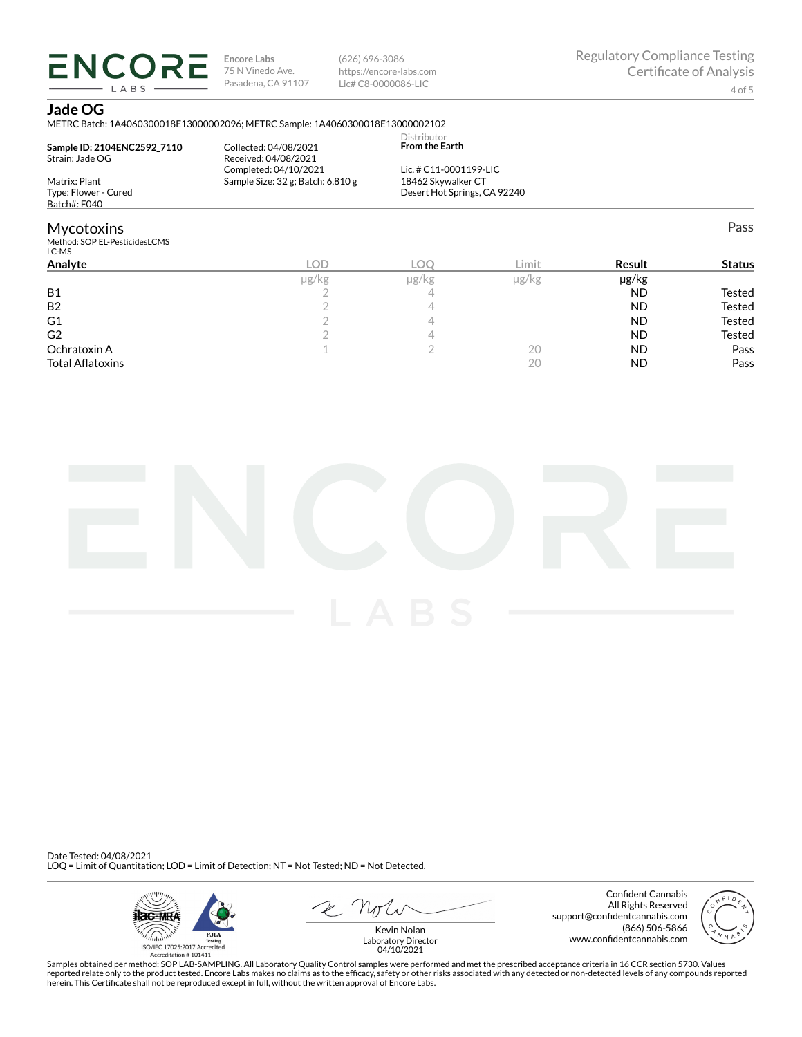# Jade OG

METRC Batch: 1A4060300018E13000002096; METRC Sample: 1A4060300018E13000002102

**Sample ID: 2104ENC2592_7110**
Strain: Jade OG

Matrix: Plant
Type: Flower - Cured
Batch#: F040

Collected: 04/08/2021
Received: 04/08/2021
Completed: 04/10/2021
Sample Size: 32 g; Batch: 6,810 g

Distributor
**From the Earth**

Lic. # C11-0001199-LIC
18462 Skywalker CT
Desert Hot Springs, CA 92240

## Mycotoxins

Method: SOP EL-PesticidesLCMS
LC-MS

Pass

| Analyte | LOD | LOQ | Limit | Result | Status |
|---|---|---|---|---|---|
| | µg/kg | µg/kg | µg/kg | µg/kg | |
| B1 | 2 | 4 | | ND | Tested |
| B2 | 2 | 4 | | ND | Tested |
| G1 | 2 | 4 | | ND | Tested |
| G2 | 2 | 4 | | ND | Tested |
| Ochratoxin A | 1 | 2 | 20 | ND | Pass |
| Total Aflatoxins | | | 20 | ND | Pass |

Date Tested: 04/08/2021
LOQ = Limit of Quantitation; LOD = Limit of Detection; NT = Not Tested; ND = Not Detected.

ISO/IEC 17025:2017 Accredited
Accreditation # 101411

Kevin Nolan
Laboratory Director
04/10/2021

Confident Cannabis
All Rights Reserved
support@confidentcannabis.com
(866) 506-5866
www.confidentcannabis.com

Samples obtained per method: SOP LAB-SAMPLING. All Laboratory Quality Control samples were performed and met the prescribed acceptance criteria in 16 CCR section 5730. Values reported relate only to the product tested. Encore Labs makes no claims as to the efficacy, safety or other risks associated with any detected or non-detected levels of any compounds reported herein. This Certificate shall not be reproduced except in full, without the written approval of Encore Labs.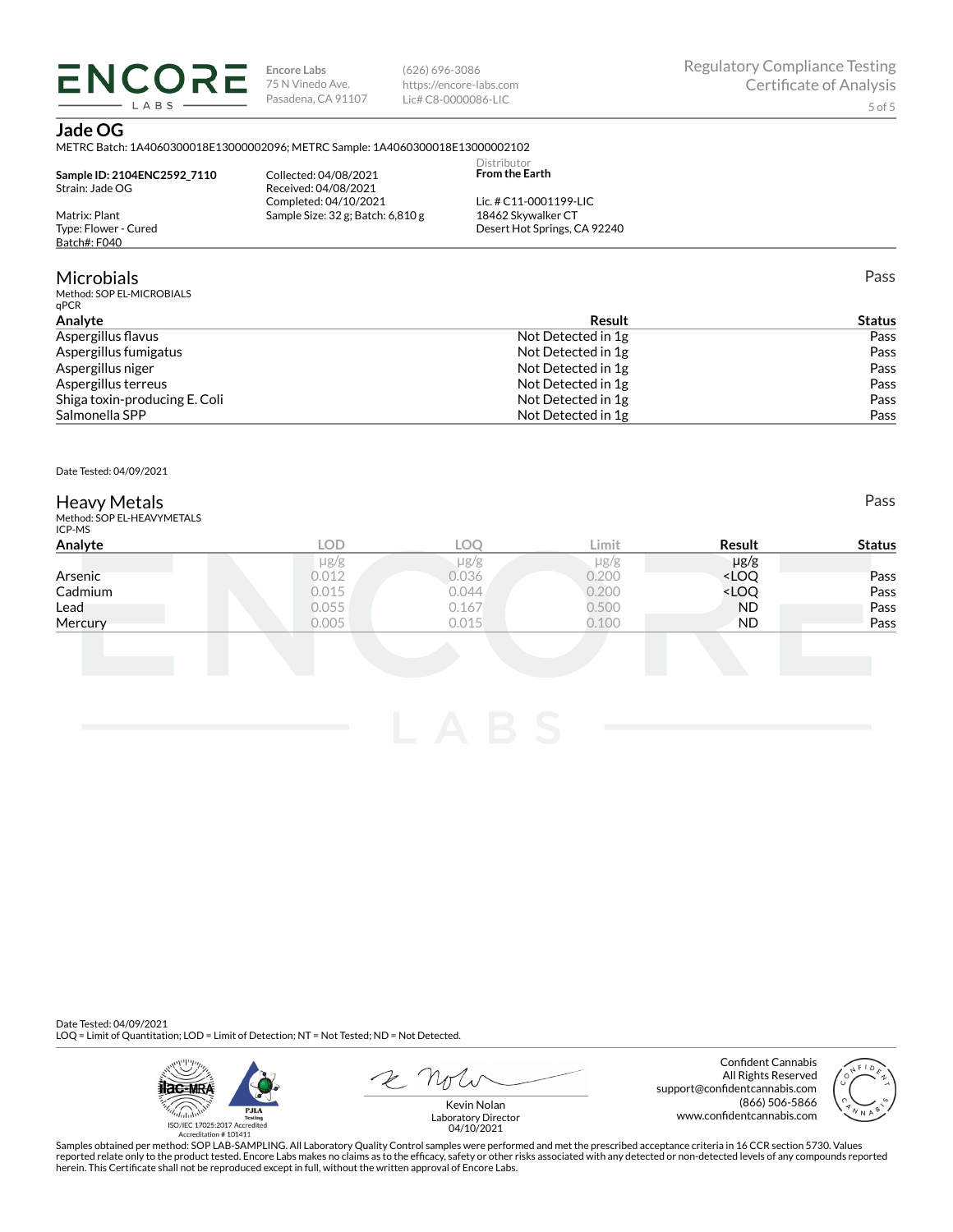**ENCORE LABS**

Encore Labs
75 N Vinedo Ave.
Pasadena, CA 91107

(626) 696-3086
https://encore-labs.com
Lic# C8-0000086-LIC

Regulatory Compliance Testing
Certificate of Analysis

## Jade OG

METRC Batch: 1A4060300018E13000002096; METRC Sample: 1A4060300018E13000002102

**Sample ID: 2104ENC2592_7110**
Strain: Jade OG

Matrix: Plant
Type: Flower - Cured
Batch#: F040

Collected: 04/08/2021
Received: 04/08/2021
Completed: 04/10/2021
Sample Size: 32 g; Batch: 6,810 g

Distributor
**From the Earth**

Lic. # C11-0001199-LIC
18462 Skywalker CT
Desert Hot Springs, CA 92240

## Microbials

Pass

Method: SOP EL-MICROBIALS
qPCR

| Analyte | Result | Status |
|---|---|---|
| Aspergillus flavus | Not Detected in 1g | Pass |
| Aspergillus fumigatus | Not Detected in 1g | Pass |
| Aspergillus niger | Not Detected in 1g | Pass |
| Aspergillus terreus | Not Detected in 1g | Pass |
| Shiga toxin-producing E. Coli | Not Detected in 1g | Pass |
| Salmonella SPP | Not Detected in 1g | Pass |

Date Tested: 04/09/2021

## Heavy Metals

Pass

Method: SOP EL-HEAVYMETALS
ICP-MS

| Analyte | LOD | LOQ | Limit | Result | Status |
|---|---|---|---|---|---|
| | μg/g | μg/g | μg/g | μg/g | |
| Arsenic | 0.012 | 0.036 | 0.200 | <LOQ | Pass |
| Cadmium | 0.015 | 0.044 | 0.200 | <LOQ | Pass |
| Lead | 0.055 | 0.167 | 0.500 | ND | Pass |
| Mercury | 0.005 | 0.015 | 0.100 | ND | Pass |

Date Tested: 04/09/2021
LOQ = Limit of Quantitation; LOD = Limit of Detection; NT = Not Tested; ND = Not Detected.

ISO/IEC 17025:2017 Accredited
Accreditation # 101411

Kevin Nolan
Laboratory Director
04/10/2021

Confident Cannabis
All Rights Reserved
support@confidentcannabis.com
(866) 506-5866
www.confidentcannabis.com

Samples obtained per method: SOP LAB-SAMPLING. All Laboratory Quality Control samples were performed and met the prescribed acceptance criteria in 16 CCR section 5730. Values reported relate only to the product tested. Encore Labs makes no claims as to the efficacy, safety or other risks associated with any detected or non-detected levels of any compounds reported herein. This Certificate shall not be reproduced except in full, without the written approval of Encore Labs.